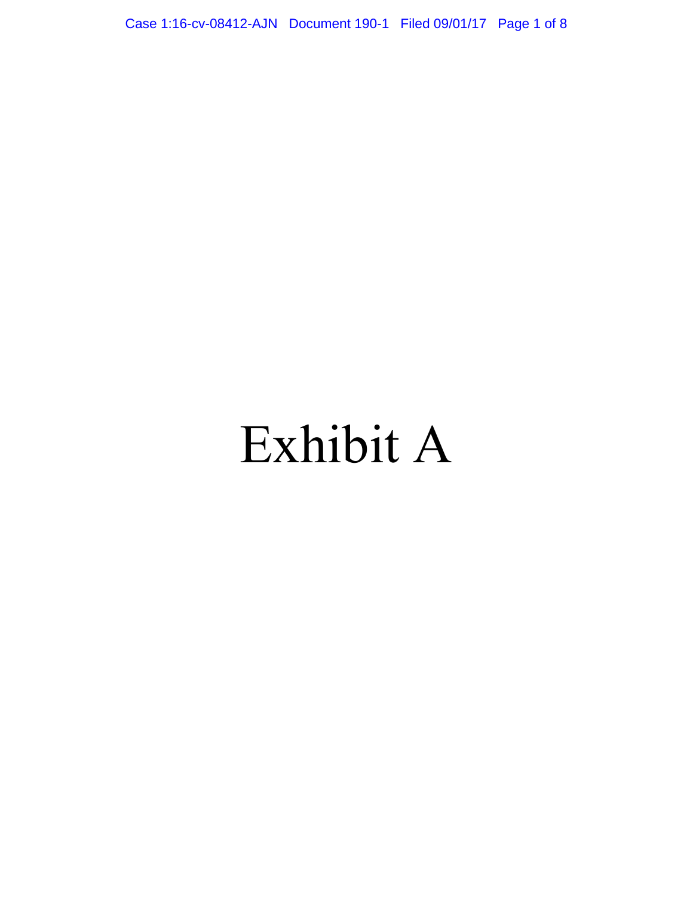# Exhibit A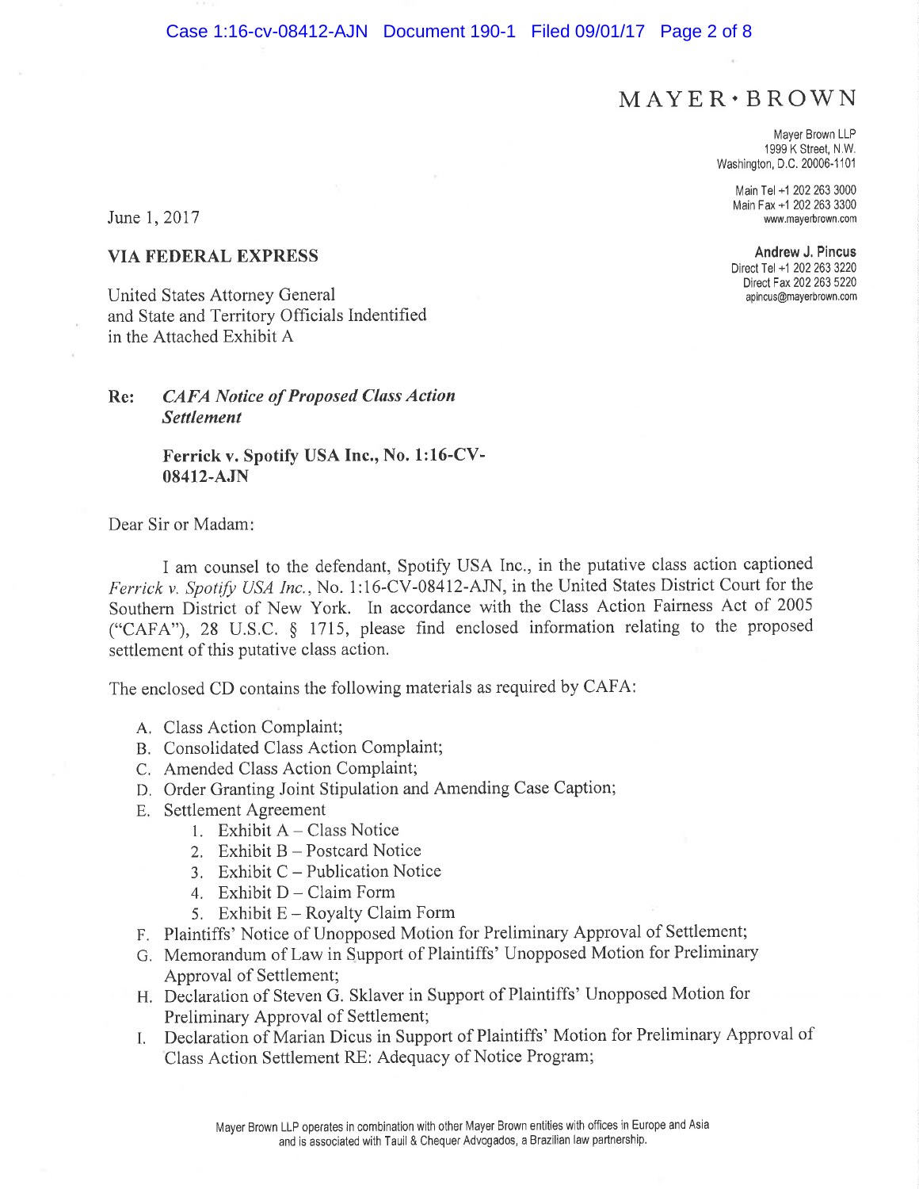MAYER • BROWN

Mayer Brown LLP
1999 K Street, N.W.
Washington, D.C. 20006-1101

Main Tel +1 202 263 3000
Main Fax +1 202 263 3300
www.mayerbrown.com

**Andrew J. Pincus**
Direct Tel +1 202 263 3220
Direct Fax 202 263 5220
apincus@mayerbrown.com

June 1, 2017

**VIA FEDERAL EXPRESS**

United States Attorney General
and State and Territory Officials Indentified
in the Attached Exhibit A

**Re:** ***CAFA Notice of Proposed Class Action Settlement***

**Ferrick v. Spotify USA Inc., No. 1:16-CV-08412-AJN**

Dear Sir or Madam:

I am counsel to the defendant, Spotify USA Inc., in the putative class action captioned *Ferrick v. Spotify USA Inc.*, No. 1:16-CV-08412-AJN, in the United States District Court for the Southern District of New York. In accordance with the Class Action Fairness Act of 2005 ("CAFA"), 28 U.S.C. § 1715, please find enclosed information relating to the proposed settlement of this putative class action.

The enclosed CD contains the following materials as required by CAFA:

A. Class Action Complaint;
B. Consolidated Class Action Complaint;
C. Amended Class Action Complaint;
D. Order Granting Joint Stipulation and Amending Case Caption;
E. Settlement Agreement
   1. Exhibit A – Class Notice
   2. Exhibit B – Postcard Notice
   3. Exhibit C – Publication Notice
   4. Exhibit D – Claim Form
   5. Exhibit E – Royalty Claim Form
F. Plaintiffs' Notice of Unopposed Motion for Preliminary Approval of Settlement;
G. Memorandum of Law in Support of Plaintiffs' Unopposed Motion for Preliminary Approval of Settlement;
H. Declaration of Steven G. Sklaver in Support of Plaintiffs' Unopposed Motion for Preliminary Approval of Settlement;
I. Declaration of Marian Dicus in Support of Plaintiffs' Motion for Preliminary Approval of Class Action Settlement RE: Adequacy of Notice Program;

Mayer Brown LLP operates in combination with other Mayer Brown entities with offices in Europe and Asia and is associated with Tauil & Chequer Advogados, a Brazilian law partnership.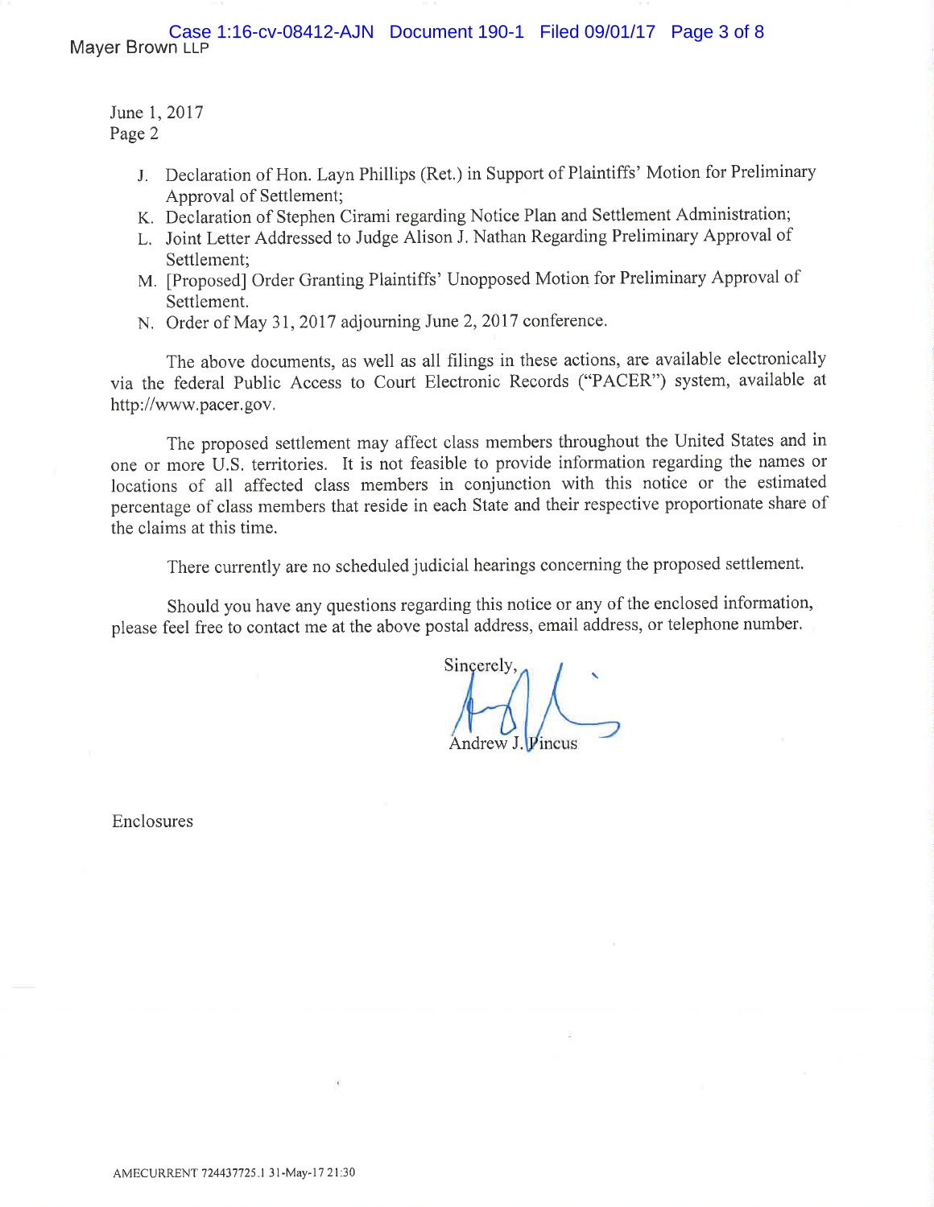June 1, 2017
Page 2

J. Declaration of Hon. Layn Phillips (Ret.) in Support of Plaintiffs' Motion for Preliminary Approval of Settlement;
K. Declaration of Stephen Cirami regarding Notice Plan and Settlement Administration;
L. Joint Letter Addressed to Judge Alison J. Nathan Regarding Preliminary Approval of Settlement;
M. [Proposed] Order Granting Plaintiffs' Unopposed Motion for Preliminary Approval of Settlement.
N. Order of May 31, 2017 adjourning June 2, 2017 conference.

The above documents, as well as all filings in these actions, are available electronically via the federal Public Access to Court Electronic Records ("PACER") system, available at http://www.pacer.gov.

The proposed settlement may affect class members throughout the United States and in one or more U.S. territories. It is not feasible to provide information regarding the names or locations of all affected class members in conjunction with this notice or the estimated percentage of class members that reside in each State and their respective proportionate share of the claims at this time.

There currently are no scheduled judicial hearings concerning the proposed settlement.

Should you have any questions regarding this notice or any of the enclosed information, please feel free to contact me at the above postal address, email address, or telephone number.

Sincerely,

Andrew J. Pincus

Enclosures

AMECURRENT 724437725.1 31-May-17 21:30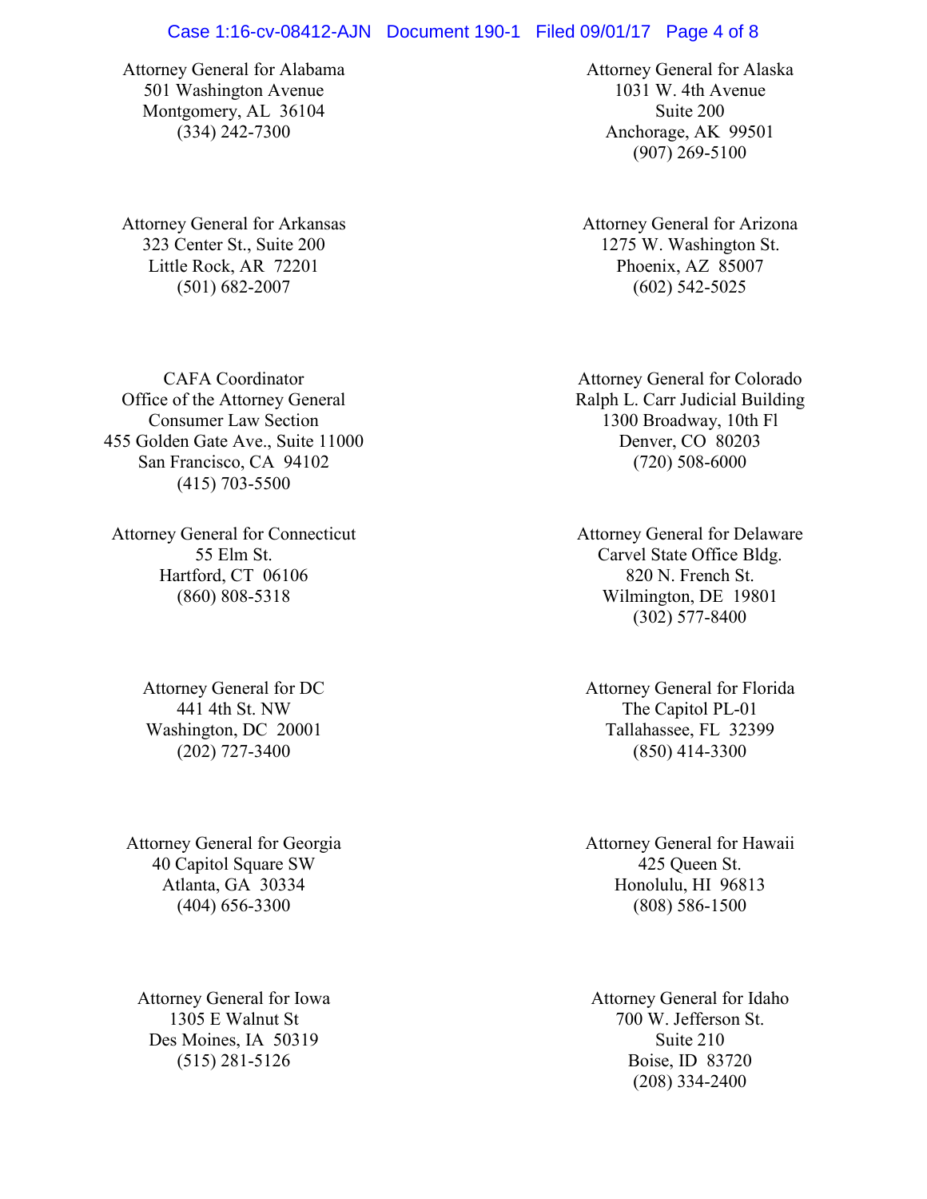Attorney General for Alabama
501 Washington Avenue
Montgomery, AL 36104
(334) 242-7300

Attorney General for Alaska
1031 W. 4th Avenue
Suite 200
Anchorage, AK 99501
(907) 269-5100

Attorney General for Arkansas
323 Center St., Suite 200
Little Rock, AR 72201
(501) 682-2007

Attorney General for Arizona
1275 W. Washington St.
Phoenix, AZ 85007
(602) 542-5025

CAFA Coordinator
Office of the Attorney General
Consumer Law Section
455 Golden Gate Ave., Suite 11000
San Francisco, CA 94102
(415) 703-5500

Attorney General for Colorado
Ralph L. Carr Judicial Building
1300 Broadway, 10th Fl
Denver, CO 80203
(720) 508-6000

Attorney General for Connecticut
55 Elm St.
Hartford, CT 06106
(860) 808-5318

Attorney General for Delaware
Carvel State Office Bldg.
820 N. French St.
Wilmington, DE 19801
(302) 577-8400

Attorney General for DC
441 4th St. NW
Washington, DC 20001
(202) 727-3400

Attorney General for Florida
The Capitol PL-01
Tallahassee, FL 32399
(850) 414-3300

Attorney General for Georgia
40 Capitol Square SW
Atlanta, GA 30334
(404) 656-3300

Attorney General for Hawaii
425 Queen St.
Honolulu, HI 96813
(808) 586-1500

Attorney General for Iowa
1305 E Walnut St
Des Moines, IA 50319
(515) 281-5126

Attorney General for Idaho
700 W. Jefferson St.
Suite 210
Boise, ID 83720
(208) 334-2400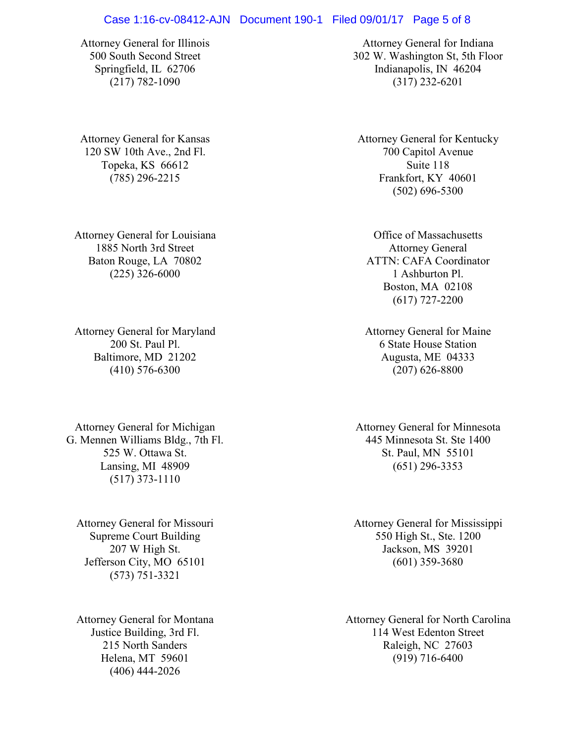Attorney General for Illinois
500 South Second Street
Springfield, IL 62706
(217) 782-1090

Attorney General for Indiana
302 W. Washington St, 5th Floor
Indianapolis, IN 46204
(317) 232-6201

Attorney General for Kansas
120 SW 10th Ave., 2nd Fl.
Topeka, KS 66612
(785) 296-2215

Attorney General for Kentucky
700 Capitol Avenue
Suite 118
Frankfort, KY 40601
(502) 696-5300

Attorney General for Louisiana
1885 North 3rd Street
Baton Rouge, LA 70802
(225) 326-6000

Office of Massachusetts
Attorney General
ATTN: CAFA Coordinator
1 Ashburton Pl.
Boston, MA 02108
(617) 727-2200

Attorney General for Maryland
200 St. Paul Pl.
Baltimore, MD 21202
(410) 576-6300

Attorney General for Maine
6 State House Station
Augusta, ME 04333
(207) 626-8800

Attorney General for Michigan
G. Mennen Williams Bldg., 7th Fl.
525 W. Ottawa St.
Lansing, MI 48909
(517) 373-1110

Attorney General for Minnesota
445 Minnesota St. Ste 1400
St. Paul, MN 55101
(651) 296-3353

Attorney General for Missouri
Supreme Court Building
207 W High St.
Jefferson City, MO 65101
(573) 751-3321

Attorney General for Mississippi
550 High St., Ste. 1200
Jackson, MS 39201
(601) 359-3680

Attorney General for Montana
Justice Building, 3rd Fl.
215 North Sanders
Helena, MT 59601
(406) 444-2026

Attorney General for North Carolina
114 West Edenton Street
Raleigh, NC 27603
(919) 716-6400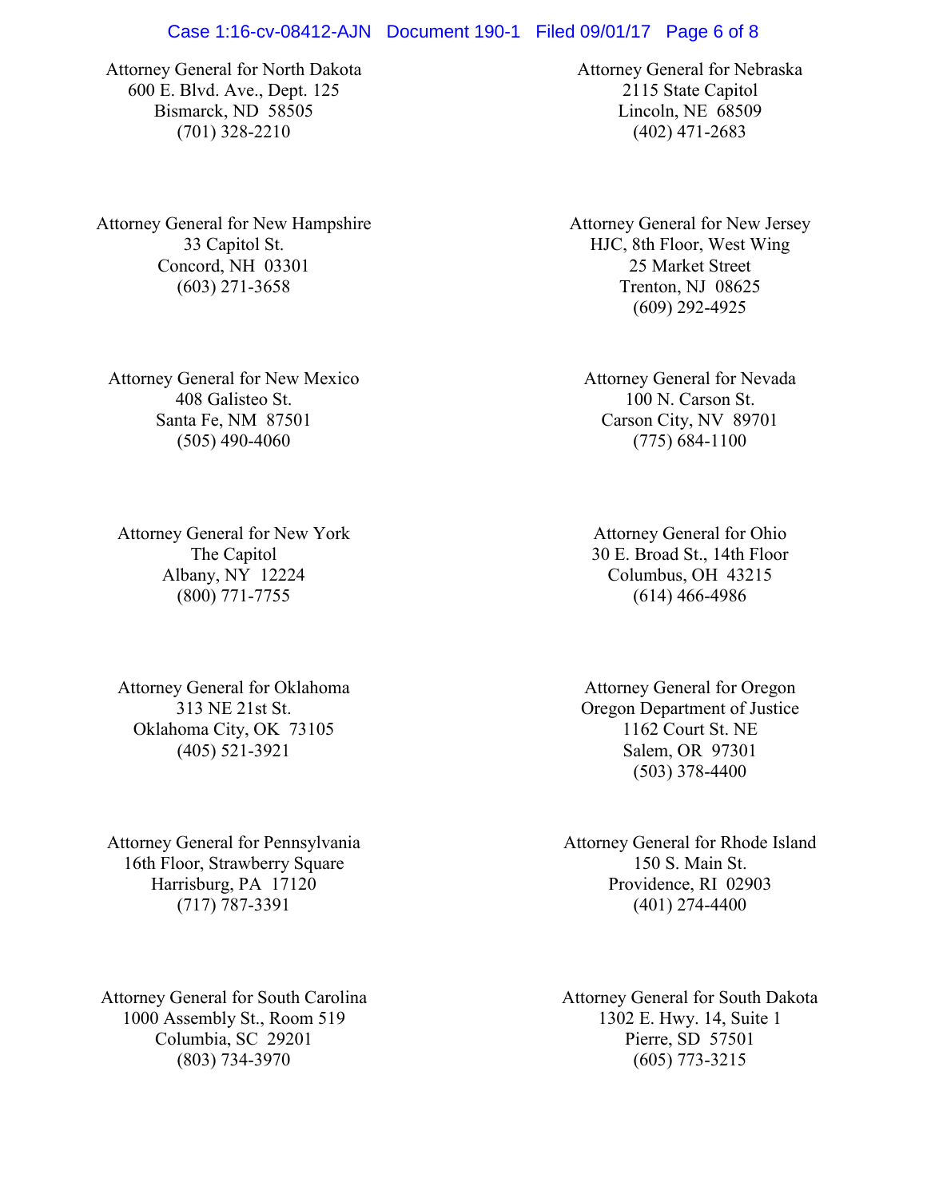Attorney General for North Dakota
600 E. Blvd. Ave., Dept. 125
Bismarck, ND 58505
(701) 328-2210

Attorney General for Nebraska
2115 State Capitol
Lincoln, NE 68509
(402) 471-2683

Attorney General for New Hampshire
33 Capitol St.
Concord, NH 03301
(603) 271-3658

Attorney General for New Jersey
HJC, 8th Floor, West Wing
25 Market Street
Trenton, NJ 08625
(609) 292-4925

Attorney General for New Mexico
408 Galisteo St.
Santa Fe, NM 87501
(505) 490-4060

Attorney General for Nevada
100 N. Carson St.
Carson City, NV 89701
(775) 684-1100

Attorney General for New York
The Capitol
Albany, NY 12224
(800) 771-7755

Attorney General for Ohio
30 E. Broad St., 14th Floor
Columbus, OH 43215
(614) 466-4986

Attorney General for Oklahoma
313 NE 21st St.
Oklahoma City, OK 73105
(405) 521-3921

Attorney General for Oregon
Oregon Department of Justice
1162 Court St. NE
Salem, OR 97301
(503) 378-4400

Attorney General for Pennsylvania
16th Floor, Strawberry Square
Harrisburg, PA 17120
(717) 787-3391

Attorney General for Rhode Island
150 S. Main St.
Providence, RI 02903
(401) 274-4400

Attorney General for South Carolina
1000 Assembly St., Room 519
Columbia, SC 29201
(803) 734-3970

Attorney General for South Dakota
1302 E. Hwy. 14, Suite 1
Pierre, SD 57501
(605) 773-3215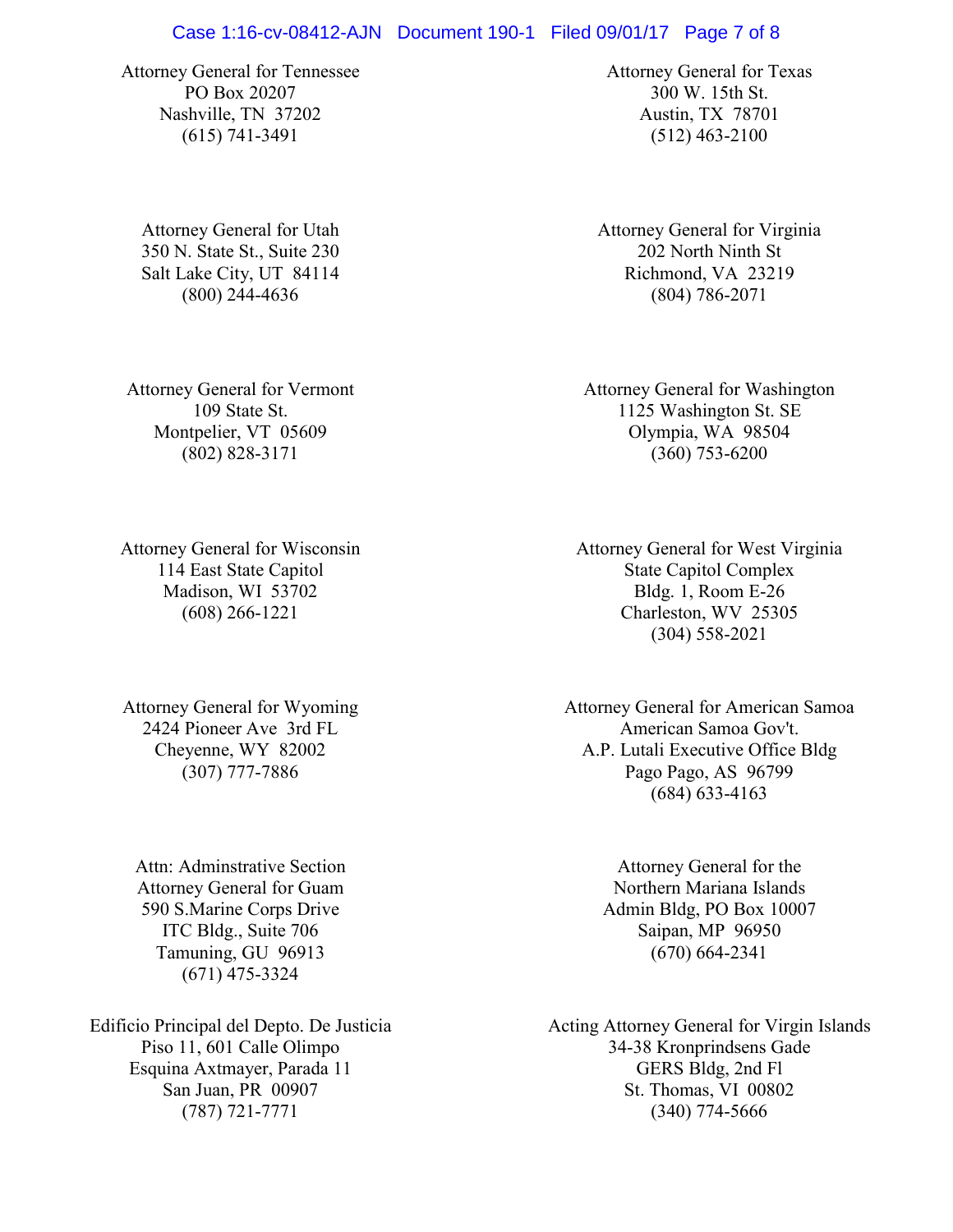Attorney General for Tennessee
PO Box 20207
Nashville, TN 37202
(615) 741-3491

Attorney General for Texas
300 W. 15th St.
Austin, TX 78701
(512) 463-2100

Attorney General for Utah
350 N. State St., Suite 230
Salt Lake City, UT 84114
(800) 244-4636

Attorney General for Virginia
202 North Ninth St
Richmond, VA 23219
(804) 786-2071

Attorney General for Vermont
109 State St.
Montpelier, VT 05609
(802) 828-3171

Attorney General for Washington
1125 Washington St. SE
Olympia, WA 98504
(360) 753-6200

Attorney General for Wisconsin
114 East State Capitol
Madison, WI 53702
(608) 266-1221

Attorney General for West Virginia
State Capitol Complex
Bldg. 1, Room E-26
Charleston, WV 25305
(304) 558-2021

Attorney General for Wyoming
2424 Pioneer Ave 3rd FL
Cheyenne, WY 82002
(307) 777-7886

Attorney General for American Samoa
American Samoa Gov't.
A.P. Lutali Executive Office Bldg
Pago Pago, AS 96799
(684) 633-4163

Attn: Adminstrative Section
Attorney General for Guam
590 S.Marine Corps Drive
ITC Bldg., Suite 706
Tamuning, GU 96913
(671) 475-3324

Attorney General for the
Northern Mariana Islands
Admin Bldg, PO Box 10007
Saipan, MP 96950
(670) 664-2341

Edificio Principal del Depto. De Justicia
Piso 11, 601 Calle Olimpo
Esquina Axtmayer, Parada 11
San Juan, PR 00907
(787) 721-7771

Acting Attorney General for Virgin Islands
34-38 Kronprindsens Gade
GERS Bldg, 2nd Fl
St. Thomas, VI 00802
(340) 774-5666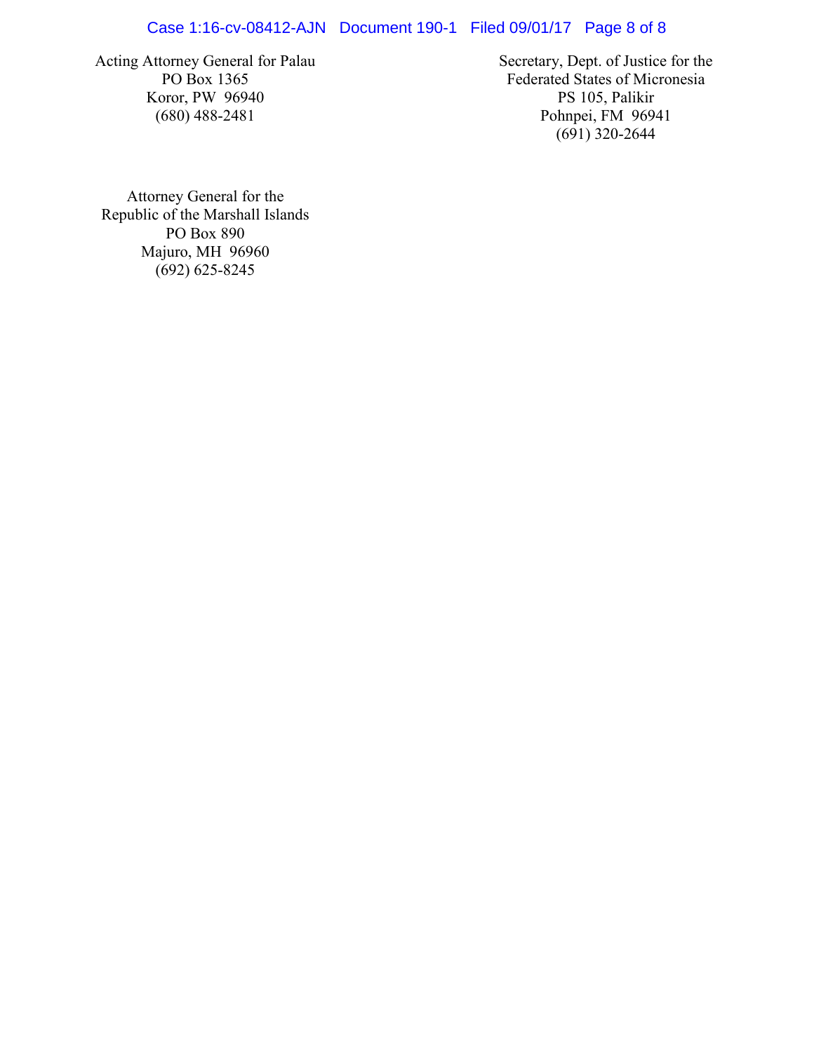Acting Attorney General for Palau
PO Box 1365
Koror, PW 96940
(680) 488-2481

Secretary, Dept. of Justice for the
Federated States of Micronesia
PS 105, Palikir
Pohnpei, FM 96941
(691) 320-2644

Attorney General for the
Republic of the Marshall Islands
PO Box 890
Majuro, MH 96960
(692) 625-8245